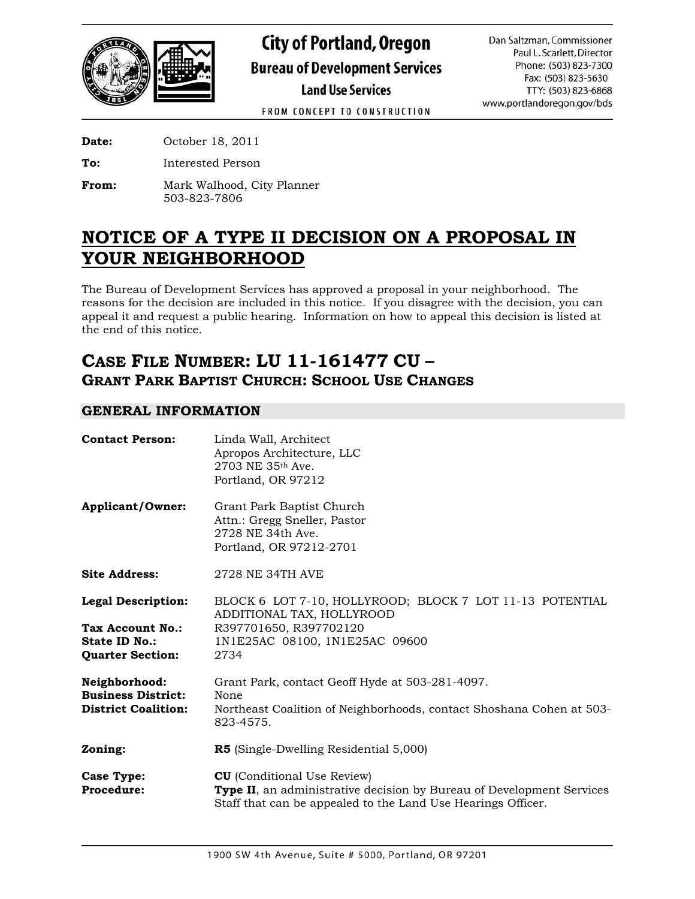**City of Portland, Oregon**
**Bureau of Development Services**
**Land Use Services**

FROM CONCEPT TO CONSTRUCTION

Dan Saltzman, Commissioner
Paul L. Scarlett, Director
Phone: (503) 823-7300
Fax: (503) 823-5630
TTY: (503) 823-6868
www.portlandoregon.gov/bds

**Date:** October 18, 2011

**To:** Interested Person

**From:** Mark Walhood, City Planner
503-823-7806

# NOTICE OF A TYPE II DECISION ON A PROPOSAL IN YOUR NEIGHBORHOOD

The Bureau of Development Services has approved a proposal in your neighborhood. The reasons for the decision are included in this notice. If you disagree with the decision, you can appeal it and request a public hearing. Information on how to appeal this decision is listed at the end of this notice.

## CASE FILE NUMBER: LU 11-161477 CU – GRANT PARK BAPTIST CHURCH: SCHOOL USE CHANGES

### GENERAL INFORMATION

**Contact Person:** Linda Wall, Architect
Apropos Architecture, LLC
2703 NE 35th Ave.
Portland, OR 97212

**Applicant/Owner:** Grant Park Baptist Church
Attn.: Gregg Sneller, Pastor
2728 NE 34th Ave.
Portland, OR 97212-2701

**Site Address:** 2728 NE 34TH AVE

**Legal Description:** BLOCK 6 LOT 7-10, HOLLYROOD; BLOCK 7 LOT 11-13 POTENTIAL ADDITIONAL TAX, HOLLYROOD
**Tax Account No.:** R397701650, R397702120
**State ID No.:** 1N1E25AC 08100, 1N1E25AC 09600
**Quarter Section:** 2734

**Neighborhood:** Grant Park, contact Geoff Hyde at 503-281-4097.
**Business District:** None
**District Coalition:** Northeast Coalition of Neighborhoods, contact Shoshana Cohen at 503-823-4575.

**Zoning:** **R5** (Single-Dwelling Residential 5,000)

**Case Type:** **CU** (Conditional Use Review)
**Procedure:** **Type II**, an administrative decision by Bureau of Development Services Staff that can be appealed to the Land Use Hearings Officer.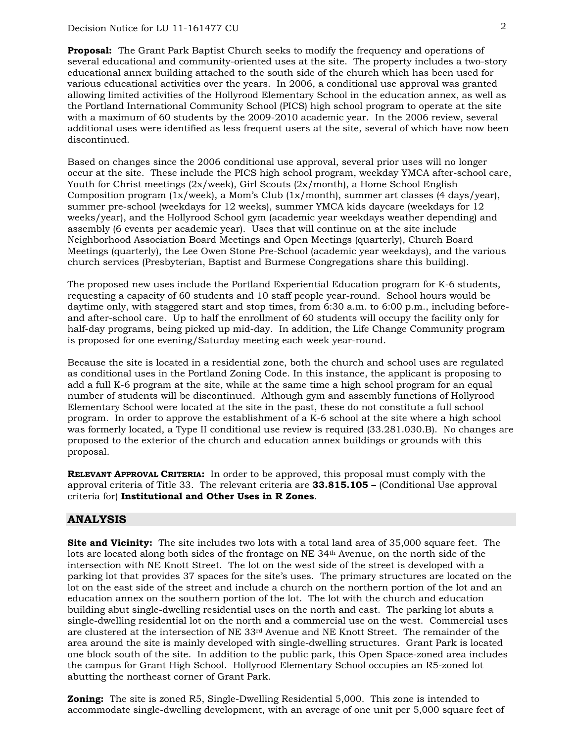**Proposal:** The Grant Park Baptist Church seeks to modify the frequency and operations of several educational and community-oriented uses at the site. The property includes a two-story educational annex building attached to the south side of the church which has been used for various educational activities over the years. In 2006, a conditional use approval was granted allowing limited activities of the Hollyrood Elementary School in the education annex, as well as the Portland International Community School (PICS) high school program to operate at the site with a maximum of 60 students by the 2009-2010 academic year. In the 2006 review, several additional uses were identified as less frequent users at the site, several of which have now been discontinued.

Based on changes since the 2006 conditional use approval, several prior uses will no longer occur at the site. These include the PICS high school program, weekday YMCA after-school care, Youth for Christ meetings (2x/week), Girl Scouts (2x/month), a Home School English Composition program (1x/week), a Mom's Club (1x/month), summer art classes (4 days/year), summer pre-school (weekdays for 12 weeks), summer YMCA kids daycare (weekdays for 12 weeks/year), and the Hollyrood School gym (academic year weekdays weather depending) and assembly (6 events per academic year). Uses that will continue on at the site include Neighborhood Association Board Meetings and Open Meetings (quarterly), Church Board Meetings (quarterly), the Lee Owen Stone Pre-School (academic year weekdays), and the various church services (Presbyterian, Baptist and Burmese Congregations share this building).

The proposed new uses include the Portland Experiential Education program for K-6 students, requesting a capacity of 60 students and 10 staff people year-round. School hours would be daytime only, with staggered start and stop times, from 6:30 a.m. to 6:00 p.m., including before- and after-school care. Up to half the enrollment of 60 students will occupy the facility only for half-day programs, being picked up mid-day. In addition, the Life Change Community program is proposed for one evening/Saturday meeting each week year-round.

Because the site is located in a residential zone, both the church and school uses are regulated as conditional uses in the Portland Zoning Code. In this instance, the applicant is proposing to add a full K-6 program at the site, while at the same time a high school program for an equal number of students will be discontinued. Although gym and assembly functions of Hollyrood Elementary School were located at the site in the past, these do not constitute a full school program. In order to approve the establishment of a K-6 school at the site where a high school was formerly located, a Type II conditional use review is required (33.281.030.B). No changes are proposed to the exterior of the church and education annex buildings or grounds with this proposal.

**Relevant Approval Criteria:** In order to be approved, this proposal must comply with the approval criteria of Title 33. The relevant criteria are **33.815.105 –** (Conditional Use approval criteria for) **Institutional and Other Uses in R Zones**.

## ANALYSIS

**Site and Vicinity:** The site includes two lots with a total land area of 35,000 square feet. The lots are located along both sides of the frontage on NE 34th Avenue, on the north side of the intersection with NE Knott Street. The lot on the west side of the street is developed with a parking lot that provides 37 spaces for the site's uses. The primary structures are located on the lot on the east side of the street and include a church on the northern portion of the lot and an education annex on the southern portion of the lot. The lot with the church and education building abut single-dwelling residential uses on the north and east. The parking lot abuts a single-dwelling residential lot on the north and a commercial use on the west. Commercial uses are clustered at the intersection of NE 33rd Avenue and NE Knott Street. The remainder of the area around the site is mainly developed with single-dwelling structures. Grant Park is located one block south of the site. In addition to the public park, this Open Space-zoned area includes the campus for Grant High School. Hollyrood Elementary School occupies an R5-zoned lot abutting the northeast corner of Grant Park.

**Zoning:** The site is zoned R5, Single-Dwelling Residential 5,000. This zone is intended to accommodate single-dwelling development, with an average of one unit per 5,000 square feet of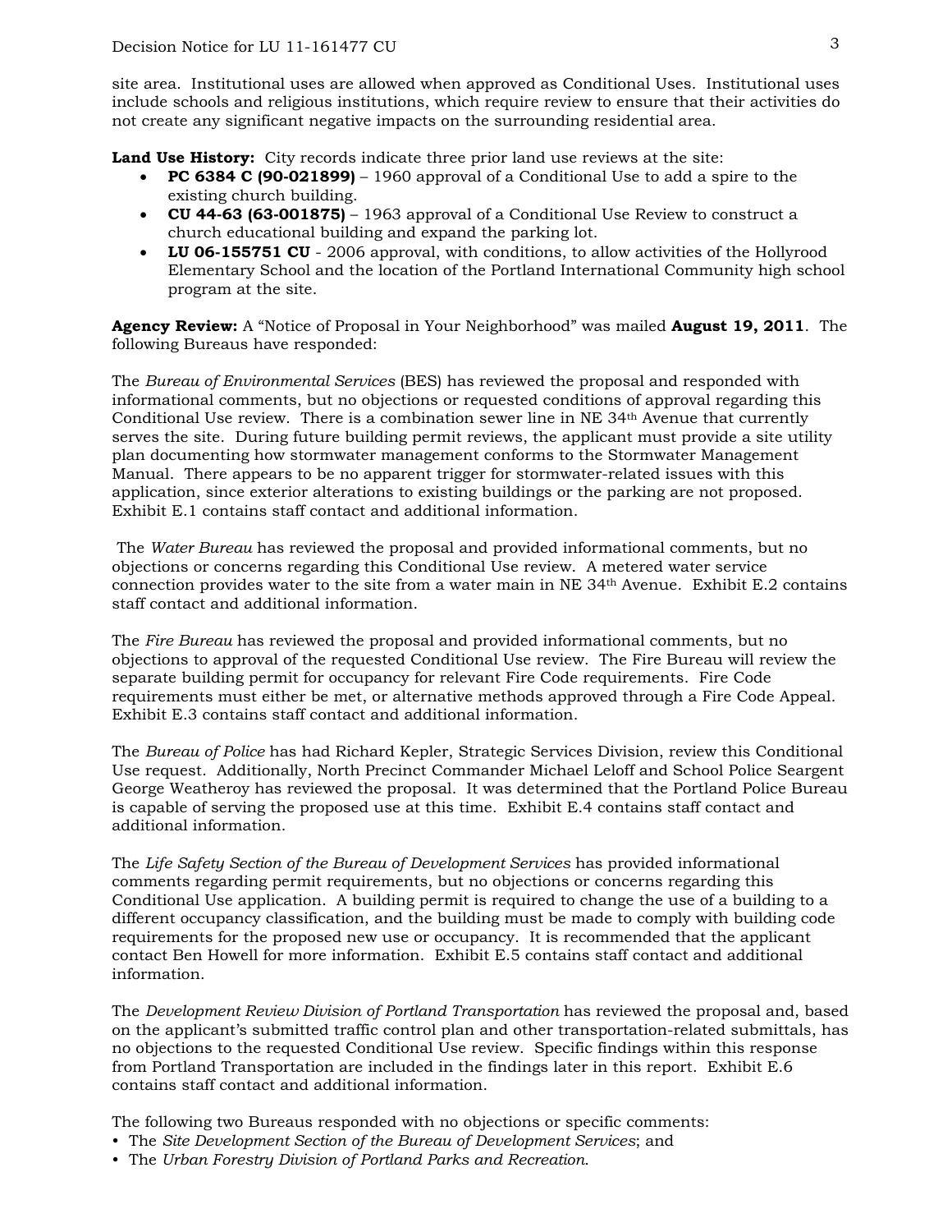site area. Institutional uses are allowed when approved as Conditional Uses. Institutional uses include schools and religious institutions, which require review to ensure that their activities do not create any significant negative impacts on the surrounding residential area.

**Land Use History:** City records indicate three prior land use reviews at the site:

- **PC 6384 C (90-021899)** – 1960 approval of a Conditional Use to add a spire to the existing church building.
- **CU 44-63 (63-001875)** – 1963 approval of a Conditional Use Review to construct a church educational building and expand the parking lot.
- **LU 06-155751 CU** - 2006 approval, with conditions, to allow activities of the Hollyrood Elementary School and the location of the Portland International Community high school program at the site.

**Agency Review:** A "Notice of Proposal in Your Neighborhood" was mailed **August 19, 2011**. The following Bureaus have responded:

The *Bureau of Environmental Services* (BES) has reviewed the proposal and responded with informational comments, but no objections or requested conditions of approval regarding this Conditional Use review. There is a combination sewer line in NE 34th Avenue that currently serves the site. During future building permit reviews, the applicant must provide a site utility plan documenting how stormwater management conforms to the Stormwater Management Manual. There appears to be no apparent trigger for stormwater-related issues with this application, since exterior alterations to existing buildings or the parking are not proposed. Exhibit E.1 contains staff contact and additional information.

The *Water Bureau* has reviewed the proposal and provided informational comments, but no objections or concerns regarding this Conditional Use review. A metered water service connection provides water to the site from a water main in NE 34th Avenue. Exhibit E.2 contains staff contact and additional information.

The *Fire Bureau* has reviewed the proposal and provided informational comments, but no objections to approval of the requested Conditional Use review. The Fire Bureau will review the separate building permit for occupancy for relevant Fire Code requirements. Fire Code requirements must either be met, or alternative methods approved through a Fire Code Appeal. Exhibit E.3 contains staff contact and additional information.

The *Bureau of Police* has had Richard Kepler, Strategic Services Division, review this Conditional Use request. Additionally, North Precinct Commander Michael Leloff and School Police Seargent George Weatheroy has reviewed the proposal. It was determined that the Portland Police Bureau is capable of serving the proposed use at this time. Exhibit E.4 contains staff contact and additional information.

The *Life Safety Section of the Bureau of Development Services* has provided informational comments regarding permit requirements, but no objections or concerns regarding this Conditional Use application. A building permit is required to change the use of a building to a different occupancy classification, and the building must be made to comply with building code requirements for the proposed new use or occupancy. It is recommended that the applicant contact Ben Howell for more information. Exhibit E.5 contains staff contact and additional information.

The *Development Review Division of Portland Transportation* has reviewed the proposal and, based on the applicant's submitted traffic control plan and other transportation-related submittals, has no objections to the requested Conditional Use review. Specific findings within this response from Portland Transportation are included in the findings later in this report. Exhibit E.6 contains staff contact and additional information.

The following two Bureaus responded with no objections or specific comments:

- The *Site Development Section of the Bureau of Development Services*; and
- The *Urban Forestry Division of Portland Parks and Recreation*.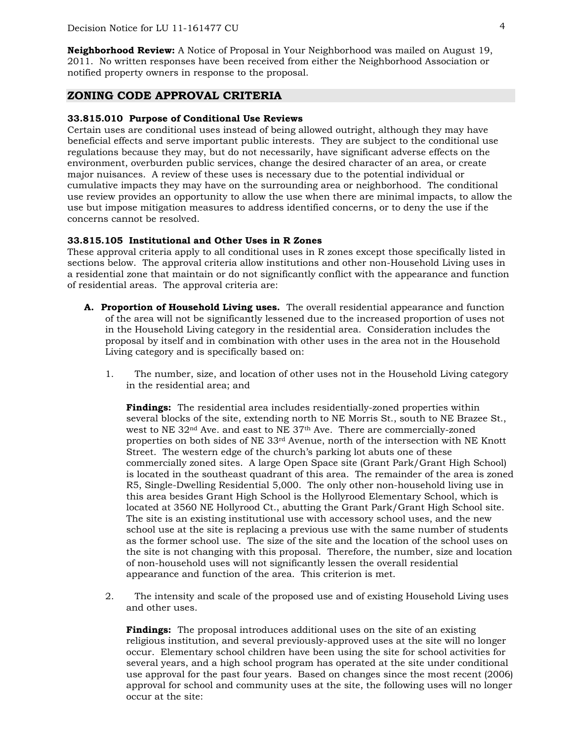**Neighborhood Review:** A Notice of Proposal in Your Neighborhood was mailed on August 19, 2011. No written responses have been received from either the Neighborhood Association or notified property owners in response to the proposal.

## ZONING CODE APPROVAL CRITERIA

### 33.815.010 Purpose of Conditional Use Reviews

Certain uses are conditional uses instead of being allowed outright, although they may have beneficial effects and serve important public interests. They are subject to the conditional use regulations because they may, but do not necessarily, have significant adverse effects on the environment, overburden public services, change the desired character of an area, or create major nuisances. A review of these uses is necessary due to the potential individual or cumulative impacts they may have on the surrounding area or neighborhood. The conditional use review provides an opportunity to allow the use when there are minimal impacts, to allow the use but impose mitigation measures to address identified concerns, or to deny the use if the concerns cannot be resolved.

### 33.815.105 Institutional and Other Uses in R Zones

These approval criteria apply to all conditional uses in R zones except those specifically listed in sections below. The approval criteria allow institutions and other non-Household Living uses in a residential zone that maintain or do not significantly conflict with the appearance and function of residential areas. The approval criteria are:

**A. Proportion of Household Living uses.** The overall residential appearance and function of the area will not be significantly lessened due to the increased proportion of uses not in the Household Living category in the residential area. Consideration includes the proposal by itself and in combination with other uses in the area not in the Household Living category and is specifically based on:

1. The number, size, and location of other uses not in the Household Living category in the residential area; and

   **Findings:** The residential area includes residentially-zoned properties within several blocks of the site, extending north to NE Morris St., south to NE Brazee St., west to NE 32nd Ave. and east to NE 37th Ave. There are commercially-zoned properties on both sides of NE 33rd Avenue, north of the intersection with NE Knott Street. The western edge of the church's parking lot abuts one of these commercially zoned sites. A large Open Space site (Grant Park/Grant High School) is located in the southeast quadrant of this area. The remainder of the area is zoned R5, Single-Dwelling Residential 5,000. The only other non-household living use in this area besides Grant High School is the Hollyrood Elementary School, which is located at 3560 NE Hollyrood Ct., abutting the Grant Park/Grant High School site. The site is an existing institutional use with accessory school uses, and the new school use at the site is replacing a previous use with the same number of students as the former school use. The size of the site and the location of the school uses on the site is not changing with this proposal. Therefore, the number, size and location of non-household uses will not significantly lessen the overall residential appearance and function of the area. This criterion is met.

2. The intensity and scale of the proposed use and of existing Household Living uses and other uses.

   **Findings:** The proposal introduces additional uses on the site of an existing religious institution, and several previously-approved uses at the site will no longer occur. Elementary school children have been using the site for school activities for several years, and a high school program has operated at the site under conditional use approval for the past four years. Based on changes since the most recent (2006) approval for school and community uses at the site, the following uses will no longer occur at the site: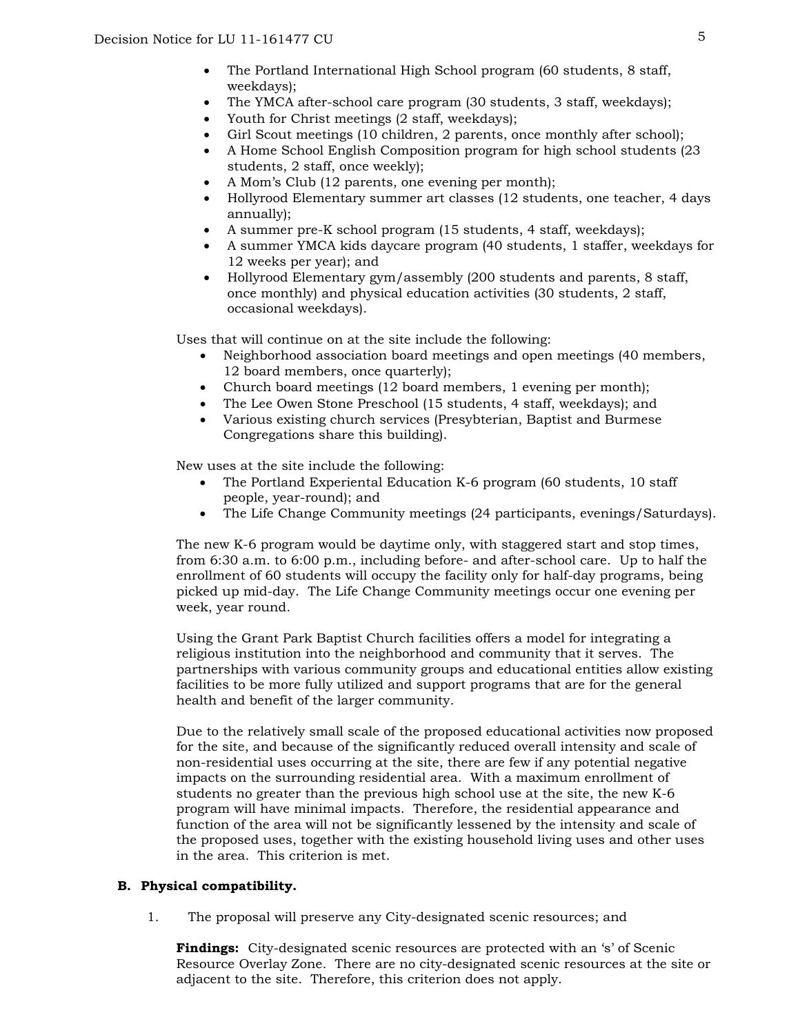- The Portland International High School program (60 students, 8 staff, weekdays);
- The YMCA after-school care program (30 students, 3 staff, weekdays);
- Youth for Christ meetings (2 staff, weekdays);
- Girl Scout meetings (10 children, 2 parents, once monthly after school);
- A Home School English Composition program for high school students (23 students, 2 staff, once weekly);
- A Mom's Club (12 parents, one evening per month);
- Hollyrood Elementary summer art classes (12 students, one teacher, 4 days annually);
- A summer pre-K school program (15 students, 4 staff, weekdays);
- A summer YMCA kids daycare program (40 students, 1 staffer, weekdays for 12 weeks per year); and
- Hollyrood Elementary gym/assembly (200 students and parents, 8 staff, once monthly) and physical education activities (30 students, 2 staff, occasional weekdays).

Uses that will continue on at the site include the following:

- Neighborhood association board meetings and open meetings (40 members, 12 board members, once quarterly);
- Church board meetings (12 board members, 1 evening per month);
- The Lee Owen Stone Preschool (15 students, 4 staff, weekdays); and
- Various existing church services (Presybterian, Baptist and Burmese Congregations share this building).

New uses at the site include the following:

- The Portland Experiental Education K-6 program (60 students, 10 staff people, year-round); and
- The Life Change Community meetings (24 participants, evenings/Saturdays).

The new K-6 program would be daytime only, with staggered start and stop times, from 6:30 a.m. to 6:00 p.m., including before- and after-school care. Up to half the enrollment of 60 students will occupy the facility only for half-day programs, being picked up mid-day. The Life Change Community meetings occur one evening per week, year round.

Using the Grant Park Baptist Church facilities offers a model for integrating a religious institution into the neighborhood and community that it serves. The partnerships with various community groups and educational entities allow existing facilities to be more fully utilized and support programs that are for the general health and benefit of the larger community.

Due to the relatively small scale of the proposed educational activities now proposed for the site, and because of the significantly reduced overall intensity and scale of non-residential uses occurring at the site, there are few if any potential negative impacts on the surrounding residential area. With a maximum enrollment of students no greater than the previous high school use at the site, the new K-6 program will have minimal impacts. Therefore, the residential appearance and function of the area will not be significantly lessened by the intensity and scale of the proposed uses, together with the existing household living uses and other uses in the area. This criterion is met.

**B. Physical compatibility.**

1. The proposal will preserve any City-designated scenic resources; and

**Findings:** City-designated scenic resources are protected with an 's' of Scenic Resource Overlay Zone. There are no city-designated scenic resources at the site or adjacent to the site. Therefore, this criterion does not apply.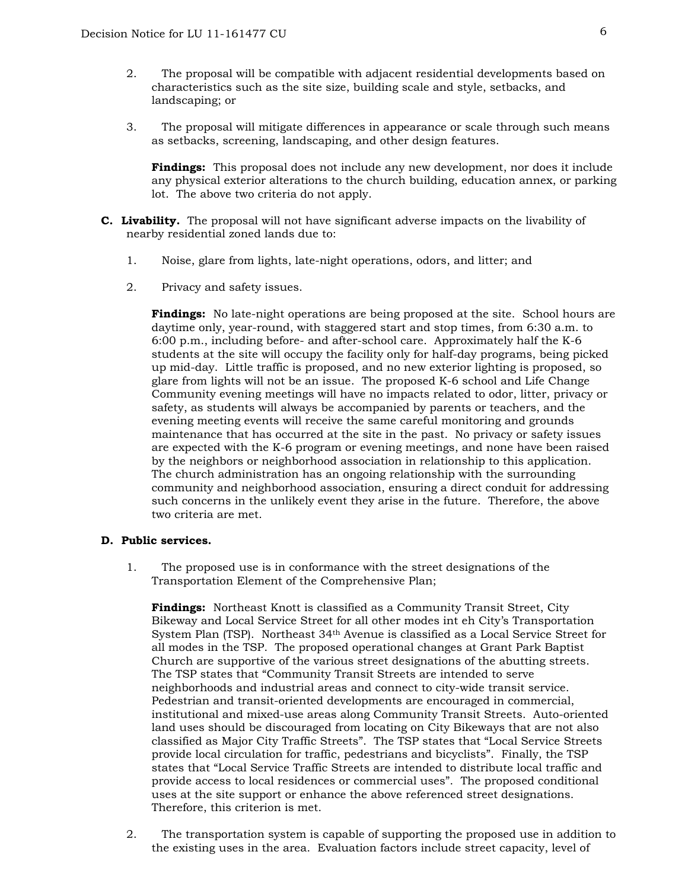2. The proposal will be compatible with adjacent residential developments based on characteristics such as the site size, building scale and style, setbacks, and landscaping; or

3. The proposal will mitigate differences in appearance or scale through such means as setbacks, screening, landscaping, and other design features.

   **Findings:** This proposal does not include any new development, nor does it include any physical exterior alterations to the church building, education annex, or parking lot. The above two criteria do not apply.

**C. Livability.** The proposal will not have significant adverse impacts on the livability of nearby residential zoned lands due to:

1. Noise, glare from lights, late-night operations, odors, and litter; and

2. Privacy and safety issues.

   **Findings:** No late-night operations are being proposed at the site. School hours are daytime only, year-round, with staggered start and stop times, from 6:30 a.m. to 6:00 p.m., including before- and after-school care. Approximately half the K-6 students at the site will occupy the facility only for half-day programs, being picked up mid-day. Little traffic is proposed, and no new exterior lighting is proposed, so glare from lights will not be an issue. The proposed K-6 school and Life Change Community evening meetings will have no impacts related to odor, litter, privacy or safety, as students will always be accompanied by parents or teachers, and the evening meeting events will receive the same careful monitoring and grounds maintenance that has occurred at the site in the past. No privacy or safety issues are expected with the K-6 program or evening meetings, and none have been raised by the neighbors or neighborhood association in relationship to this application. The church administration has an ongoing relationship with the surrounding community and neighborhood association, ensuring a direct conduit for addressing such concerns in the unlikely event they arise in the future. Therefore, the above two criteria are met.

**D. Public services.**

1. The proposed use is in conformance with the street designations of the Transportation Element of the Comprehensive Plan;

   **Findings:** Northeast Knott is classified as a Community Transit Street, City Bikeway and Local Service Street for all other modes int eh City's Transportation System Plan (TSP). Northeast 34th Avenue is classified as a Local Service Street for all modes in the TSP. The proposed operational changes at Grant Park Baptist Church are supportive of the various street designations of the abutting streets. The TSP states that "Community Transit Streets are intended to serve neighborhoods and industrial areas and connect to city-wide transit service. Pedestrian and transit-oriented developments are encouraged in commercial, institutional and mixed-use areas along Community Transit Streets. Auto-oriented land uses should be discouraged from locating on City Bikeways that are not also classified as Major City Traffic Streets". The TSP states that "Local Service Streets provide local circulation for traffic, pedestrians and bicyclists". Finally, the TSP states that "Local Service Traffic Streets are intended to distribute local traffic and provide access to local residences or commercial uses". The proposed conditional uses at the site support or enhance the above referenced street designations. Therefore, this criterion is met.

2. The transportation system is capable of supporting the proposed use in addition to the existing uses in the area. Evaluation factors include street capacity, level of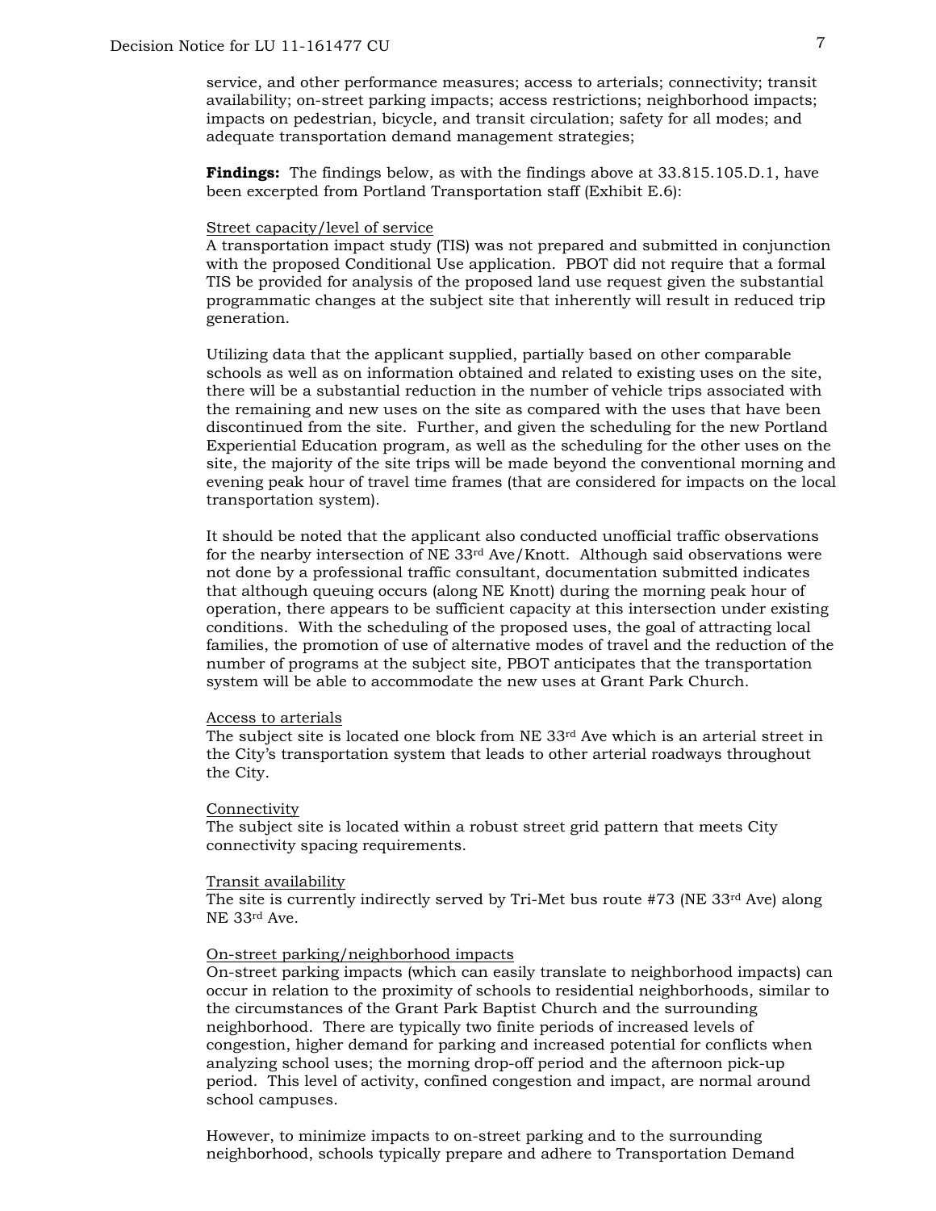service, and other performance measures; access to arterials; connectivity; transit availability; on-street parking impacts; access restrictions; neighborhood impacts; impacts on pedestrian, bicycle, and transit circulation; safety for all modes; and adequate transportation demand management strategies;

**Findings:** The findings below, as with the findings above at 33.815.105.D.1, have been excerpted from Portland Transportation staff (Exhibit E.6):

Street capacity/level of service

A transportation impact study (TIS) was not prepared and submitted in conjunction with the proposed Conditional Use application. PBOT did not require that a formal TIS be provided for analysis of the proposed land use request given the substantial programmatic changes at the subject site that inherently will result in reduced trip generation.

Utilizing data that the applicant supplied, partially based on other comparable schools as well as on information obtained and related to existing uses on the site, there will be a substantial reduction in the number of vehicle trips associated with the remaining and new uses on the site as compared with the uses that have been discontinued from the site. Further, and given the scheduling for the new Portland Experiential Education program, as well as the scheduling for the other uses on the site, the majority of the site trips will be made beyond the conventional morning and evening peak hour of travel time frames (that are considered for impacts on the local transportation system).

It should be noted that the applicant also conducted unofficial traffic observations for the nearby intersection of NE 33rd Ave/Knott. Although said observations were not done by a professional traffic consultant, documentation submitted indicates that although queuing occurs (along NE Knott) during the morning peak hour of operation, there appears to be sufficient capacity at this intersection under existing conditions. With the scheduling of the proposed uses, the goal of attracting local families, the promotion of use of alternative modes of travel and the reduction of the number of programs at the subject site, PBOT anticipates that the transportation system will be able to accommodate the new uses at Grant Park Church.

Access to arterials

The subject site is located one block from NE 33rd Ave which is an arterial street in the City's transportation system that leads to other arterial roadways throughout the City.

Connectivity

The subject site is located within a robust street grid pattern that meets City connectivity spacing requirements.

Transit availability

The site is currently indirectly served by Tri-Met bus route #73 (NE 33rd Ave) along NE 33rd Ave.

On-street parking/neighborhood impacts

On-street parking impacts (which can easily translate to neighborhood impacts) can occur in relation to the proximity of schools to residential neighborhoods, similar to the circumstances of the Grant Park Baptist Church and the surrounding neighborhood. There are typically two finite periods of increased levels of congestion, higher demand for parking and increased potential for conflicts when analyzing school uses; the morning drop-off period and the afternoon pick-up period. This level of activity, confined congestion and impact, are normal around school campuses.

However, to minimize impacts to on-street parking and to the surrounding neighborhood, schools typically prepare and adhere to Transportation Demand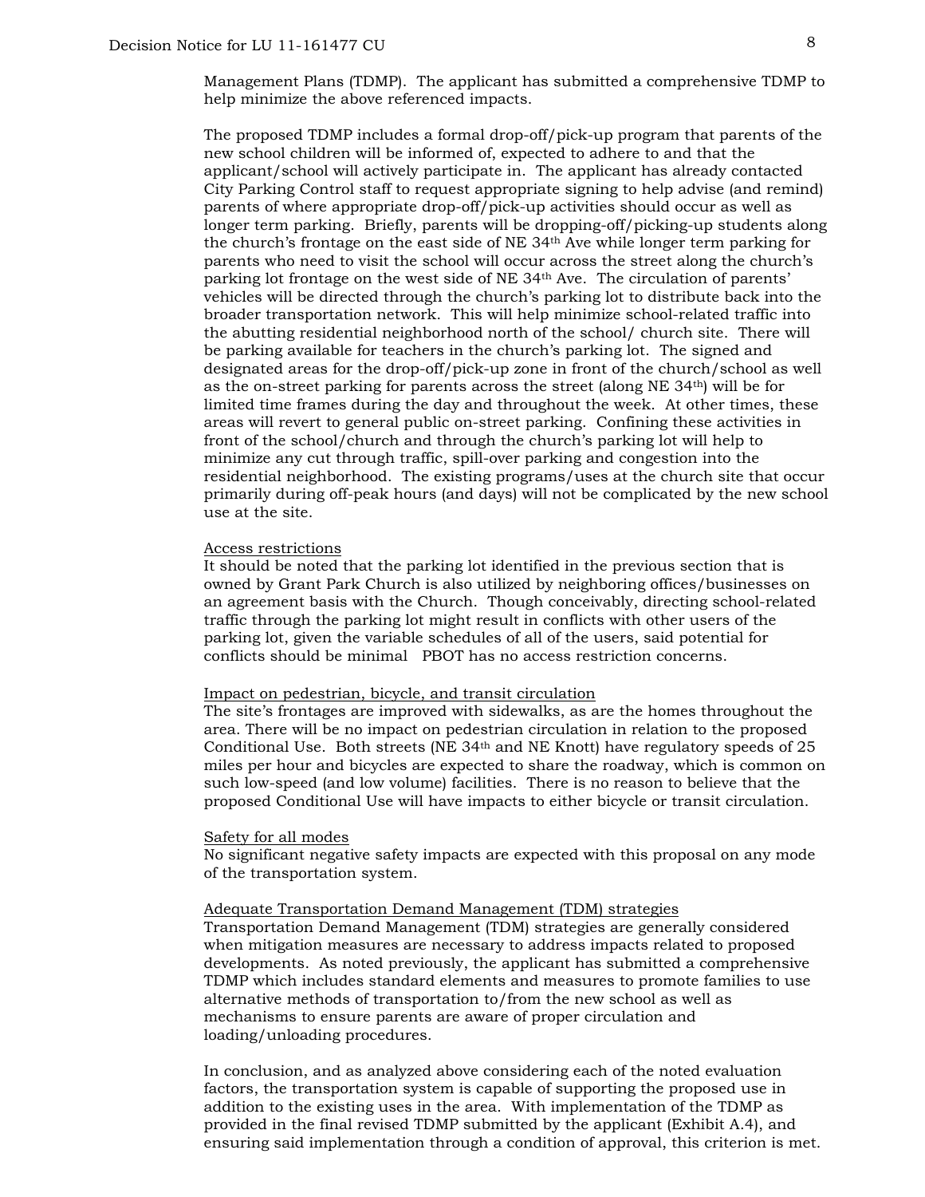Management Plans (TDMP). The applicant has submitted a comprehensive TDMP to help minimize the above referenced impacts.

The proposed TDMP includes a formal drop-off/pick-up program that parents of the new school children will be informed of, expected to adhere to and that the applicant/school will actively participate in. The applicant has already contacted City Parking Control staff to request appropriate signing to help advise (and remind) parents of where appropriate drop-off/pick-up activities should occur as well as longer term parking. Briefly, parents will be dropping-off/picking-up students along the church's frontage on the east side of NE 34th Ave while longer term parking for parents who need to visit the school will occur across the street along the church's parking lot frontage on the west side of NE 34th Ave. The circulation of parents' vehicles will be directed through the church's parking lot to distribute back into the broader transportation network. This will help minimize school-related traffic into the abutting residential neighborhood north of the school/ church site. There will be parking available for teachers in the church's parking lot. The signed and designated areas for the drop-off/pick-up zone in front of the church/school as well as the on-street parking for parents across the street (along NE 34th) will be for limited time frames during the day and throughout the week. At other times, these areas will revert to general public on-street parking. Confining these activities in front of the school/church and through the church's parking lot will help to minimize any cut through traffic, spill-over parking and congestion into the residential neighborhood. The existing programs/uses at the church site that occur primarily during off-peak hours (and days) will not be complicated by the new school use at the site.

<u>Access restrictions</u>
It should be noted that the parking lot identified in the previous section that is owned by Grant Park Church is also utilized by neighboring offices/businesses on an agreement basis with the Church. Though conceivably, directing school-related traffic through the parking lot might result in conflicts with other users of the parking lot, given the variable schedules of all of the users, said potential for conflicts should be minimal PBOT has no access restriction concerns.

<u>Impact on pedestrian, bicycle, and transit circulation</u>
The site's frontages are improved with sidewalks, as are the homes throughout the area. There will be no impact on pedestrian circulation in relation to the proposed Conditional Use. Both streets (NE 34th and NE Knott) have regulatory speeds of 25 miles per hour and bicycles are expected to share the roadway, which is common on such low-speed (and low volume) facilities. There is no reason to believe that the proposed Conditional Use will have impacts to either bicycle or transit circulation.

<u>Safety for all modes</u>
No significant negative safety impacts are expected with this proposal on any mode of the transportation system.

<u>Adequate Transportation Demand Management (TDM) strategies</u>
Transportation Demand Management (TDM) strategies are generally considered when mitigation measures are necessary to address impacts related to proposed developments. As noted previously, the applicant has submitted a comprehensive TDMP which includes standard elements and measures to promote families to use alternative methods of transportation to/from the new school as well as mechanisms to ensure parents are aware of proper circulation and loading/unloading procedures.

In conclusion, and as analyzed above considering each of the noted evaluation factors, the transportation system is capable of supporting the proposed use in addition to the existing uses in the area. With implementation of the TDMP as provided in the final revised TDMP submitted by the applicant (Exhibit A.4), and ensuring said implementation through a condition of approval, this criterion is met.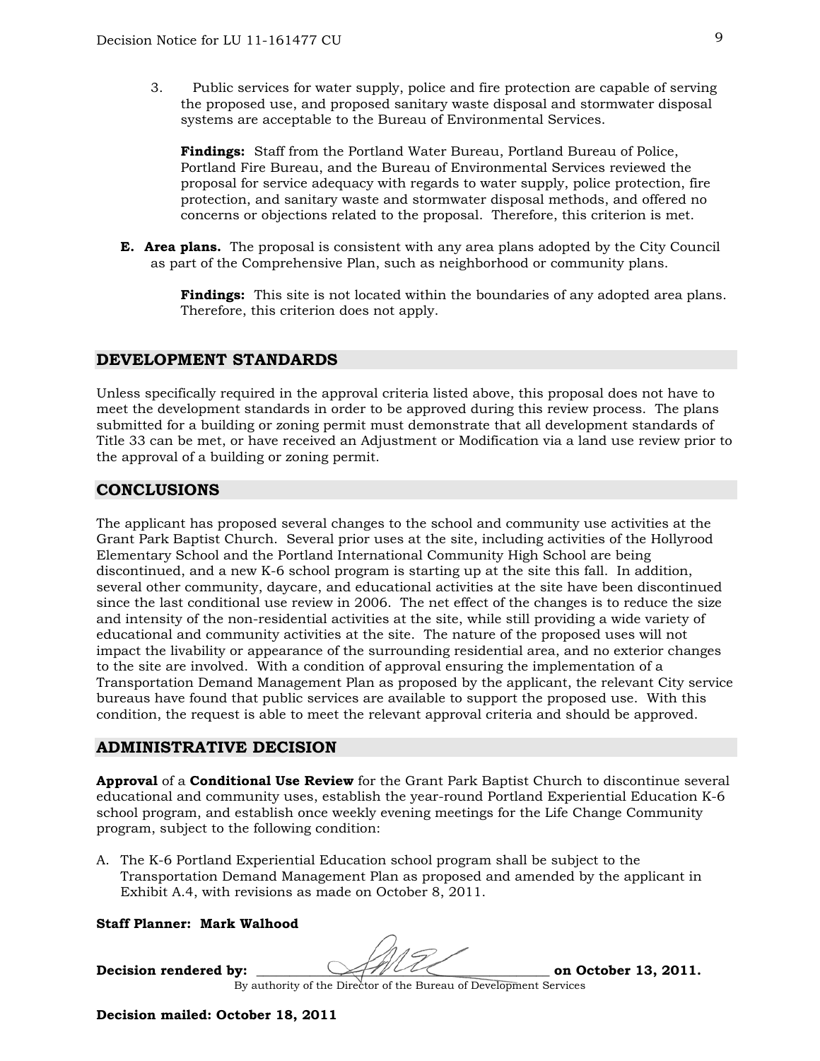3. Public services for water supply, police and fire protection are capable of serving the proposed use, and proposed sanitary waste disposal and stormwater disposal systems are acceptable to the Bureau of Environmental Services.

   **Findings:** Staff from the Portland Water Bureau, Portland Bureau of Police, Portland Fire Bureau, and the Bureau of Environmental Services reviewed the proposal for service adequacy with regards to water supply, police protection, fire protection, and sanitary waste and stormwater disposal methods, and offered no concerns or objections related to the proposal. Therefore, this criterion is met.

**E. Area plans.** The proposal is consistent with any area plans adopted by the City Council as part of the Comprehensive Plan, such as neighborhood or community plans.

   **Findings:** This site is not located within the boundaries of any adopted area plans. Therefore, this criterion does not apply.

## DEVELOPMENT STANDARDS

Unless specifically required in the approval criteria listed above, this proposal does not have to meet the development standards in order to be approved during this review process. The plans submitted for a building or zoning permit must demonstrate that all development standards of Title 33 can be met, or have received an Adjustment or Modification via a land use review prior to the approval of a building or zoning permit.

## CONCLUSIONS

The applicant has proposed several changes to the school and community use activities at the Grant Park Baptist Church. Several prior uses at the site, including activities of the Hollyrood Elementary School and the Portland International Community High School are being discontinued, and a new K-6 school program is starting up at the site this fall. In addition, several other community, daycare, and educational activities at the site have been discontinued since the last conditional use review in 2006. The net effect of the changes is to reduce the size and intensity of the non-residential activities at the site, while still providing a wide variety of educational and community activities at the site. The nature of the proposed uses will not impact the livability or appearance of the surrounding residential area, and no exterior changes to the site are involved. With a condition of approval ensuring the implementation of a Transportation Demand Management Plan as proposed by the applicant, the relevant City service bureaus have found that public services are available to support the proposed use. With this condition, the request is able to meet the relevant approval criteria and should be approved.

## ADMINISTRATIVE DECISION

**Approval** of a **Conditional Use Review** for the Grant Park Baptist Church to discontinue several educational and community uses, establish the year-round Portland Experiential Education K-6 school program, and establish once weekly evening meetings for the Life Change Community program, subject to the following condition:

A. The K-6 Portland Experiential Education school program shall be subject to the Transportation Demand Management Plan as proposed and amended by the applicant in Exhibit A.4, with revisions as made on October 8, 2011.

**Staff Planner: Mark Walhood**

**Decision rendered by:** ______________________________ **on October 13, 2011.**
By authority of the Director of the Bureau of Development Services

**Decision mailed: October 18, 2011**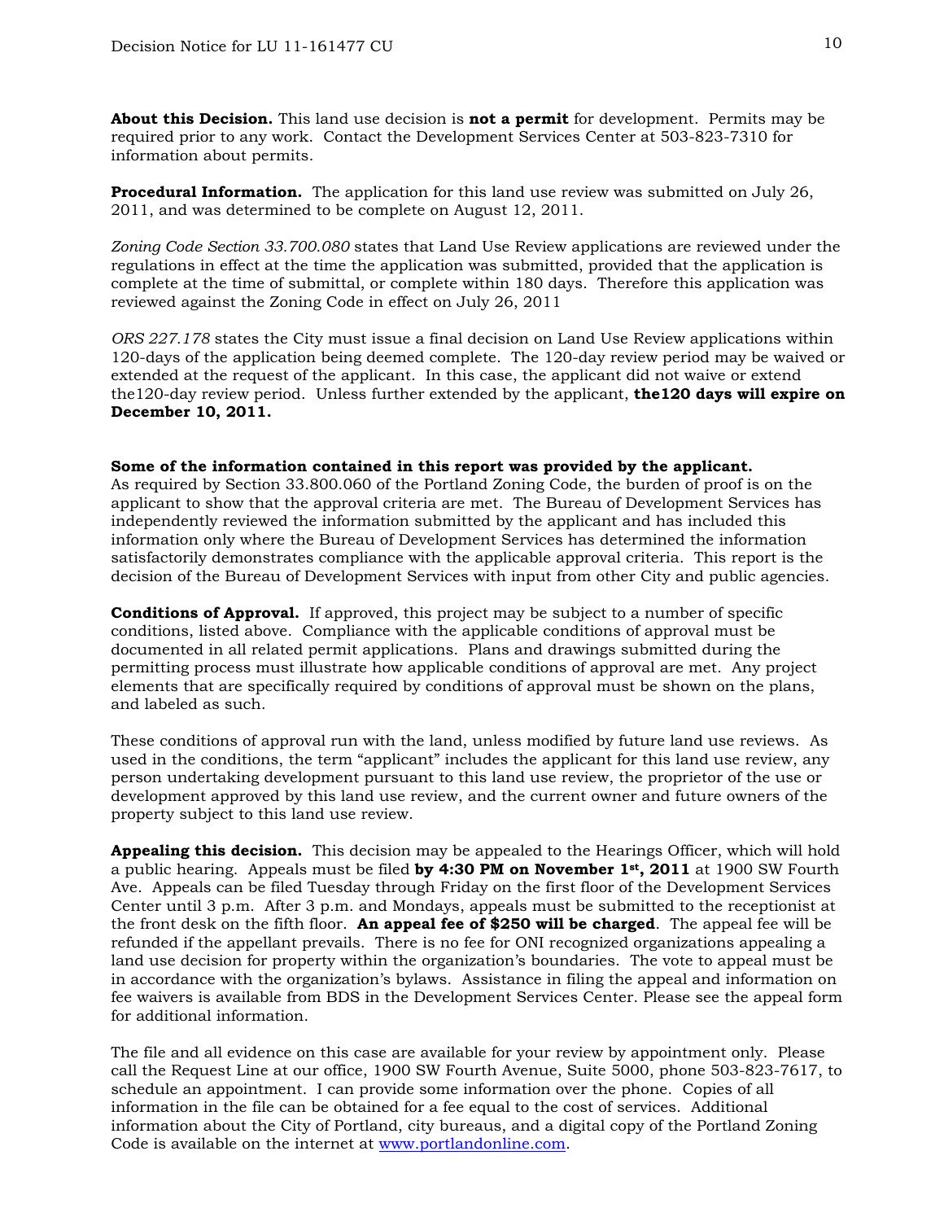**About this Decision.** This land use decision is **not a permit** for development. Permits may be required prior to any work. Contact the Development Services Center at 503-823-7310 for information about permits.

**Procedural Information.** The application for this land use review was submitted on July 26, 2011, and was determined to be complete on August 12, 2011.

*Zoning Code Section 33.700.080* states that Land Use Review applications are reviewed under the regulations in effect at the time the application was submitted, provided that the application is complete at the time of submittal, or complete within 180 days. Therefore this application was reviewed against the Zoning Code in effect on July 26, 2011

*ORS 227.178* states the City must issue a final decision on Land Use Review applications within 120-days of the application being deemed complete. The 120-day review period may be waived or extended at the request of the applicant. In this case, the applicant did not waive or extend the120-day review period. Unless further extended by the applicant, **the120 days will expire on December 10, 2011.**

**Some of the information contained in this report was provided by the applicant.**
As required by Section 33.800.060 of the Portland Zoning Code, the burden of proof is on the applicant to show that the approval criteria are met. The Bureau of Development Services has independently reviewed the information submitted by the applicant and has included this information only where the Bureau of Development Services has determined the information satisfactorily demonstrates compliance with the applicable approval criteria. This report is the decision of the Bureau of Development Services with input from other City and public agencies.

**Conditions of Approval.** If approved, this project may be subject to a number of specific conditions, listed above. Compliance with the applicable conditions of approval must be documented in all related permit applications. Plans and drawings submitted during the permitting process must illustrate how applicable conditions of approval are met. Any project elements that are specifically required by conditions of approval must be shown on the plans, and labeled as such.

These conditions of approval run with the land, unless modified by future land use reviews. As used in the conditions, the term "applicant" includes the applicant for this land use review, any person undertaking development pursuant to this land use review, the proprietor of the use or development approved by this land use review, and the current owner and future owners of the property subject to this land use review.

**Appealing this decision.** This decision may be appealed to the Hearings Officer, which will hold a public hearing. Appeals must be filed **by 4:30 PM on November 1st, 2011** at 1900 SW Fourth Ave. Appeals can be filed Tuesday through Friday on the first floor of the Development Services Center until 3 p.m. After 3 p.m. and Mondays, appeals must be submitted to the receptionist at the front desk on the fifth floor. **An appeal fee of $250 will be charged**. The appeal fee will be refunded if the appellant prevails. There is no fee for ONI recognized organizations appealing a land use decision for property within the organization's boundaries. The vote to appeal must be in accordance with the organization's bylaws. Assistance in filing the appeal and information on fee waivers is available from BDS in the Development Services Center. Please see the appeal form for additional information.

The file and all evidence on this case are available for your review by appointment only. Please call the Request Line at our office, 1900 SW Fourth Avenue, Suite 5000, phone 503-823-7617, to schedule an appointment. I can provide some information over the phone. Copies of all information in the file can be obtained for a fee equal to the cost of services. Additional information about the City of Portland, city bureaus, and a digital copy of the Portland Zoning Code is available on the internet at www.portlandonline.com.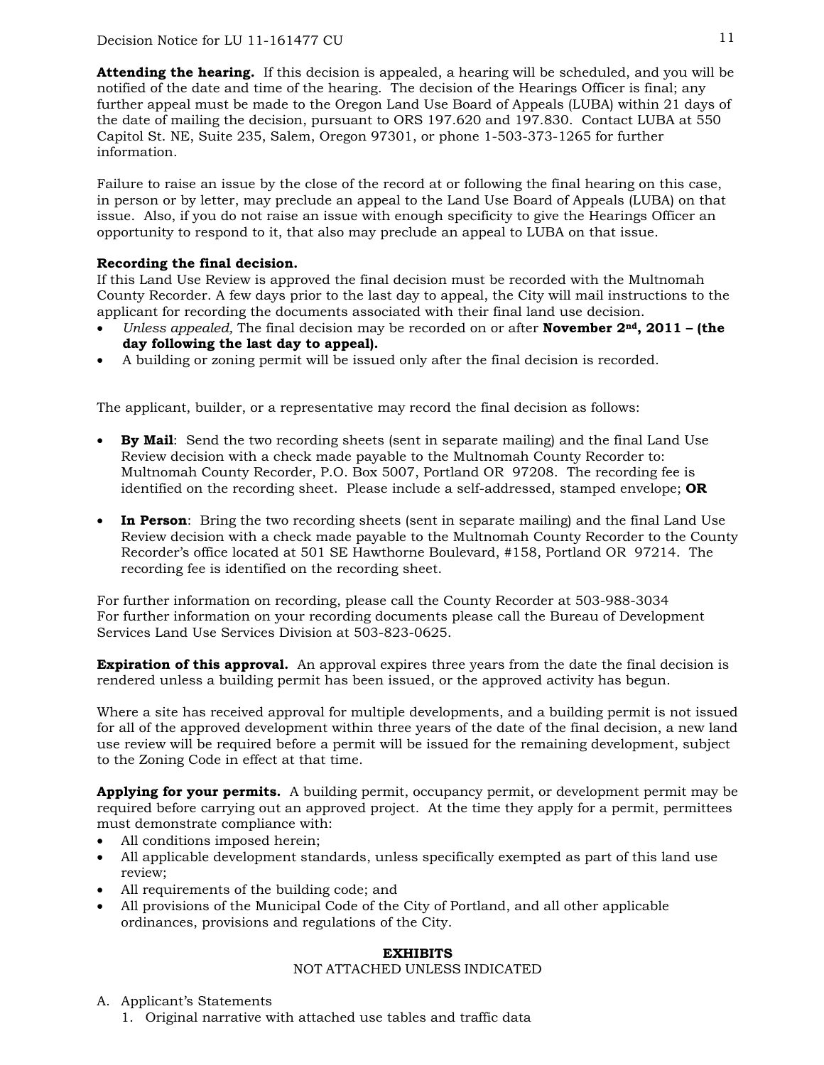**Attending the hearing.** If this decision is appealed, a hearing will be scheduled, and you will be notified of the date and time of the hearing. The decision of the Hearings Officer is final; any further appeal must be made to the Oregon Land Use Board of Appeals (LUBA) within 21 days of the date of mailing the decision, pursuant to ORS 197.620 and 197.830. Contact LUBA at 550 Capitol St. NE, Suite 235, Salem, Oregon 97301, or phone 1-503-373-1265 for further information.

Failure to raise an issue by the close of the record at or following the final hearing on this case, in person or by letter, may preclude an appeal to the Land Use Board of Appeals (LUBA) on that issue. Also, if you do not raise an issue with enough specificity to give the Hearings Officer an opportunity to respond to it, that also may preclude an appeal to LUBA on that issue.

**Recording the final decision.**
If this Land Use Review is approved the final decision must be recorded with the Multnomah County Recorder. A few days prior to the last day to appeal, the City will mail instructions to the applicant for recording the documents associated with their final land use decision.

- *Unless appealed,* The final decision may be recorded on or after **November 2nd, 2011 – (the day following the last day to appeal).**
- A building or zoning permit will be issued only after the final decision is recorded.

The applicant, builder, or a representative may record the final decision as follows:

- **By Mail**: Send the two recording sheets (sent in separate mailing) and the final Land Use Review decision with a check made payable to the Multnomah County Recorder to: Multnomah County Recorder, P.O. Box 5007, Portland OR 97208. The recording fee is identified on the recording sheet. Please include a self-addressed, stamped envelope; **OR**

- **In Person**: Bring the two recording sheets (sent in separate mailing) and the final Land Use Review decision with a check made payable to the Multnomah County Recorder to the County Recorder's office located at 501 SE Hawthorne Boulevard, #158, Portland OR 97214. The recording fee is identified on the recording sheet.

For further information on recording, please call the County Recorder at 503-988-3034
For further information on your recording documents please call the Bureau of Development Services Land Use Services Division at 503-823-0625.

**Expiration of this approval.** An approval expires three years from the date the final decision is rendered unless a building permit has been issued, or the approved activity has begun.

Where a site has received approval for multiple developments, and a building permit is not issued for all of the approved development within three years of the date of the final decision, a new land use review will be required before a permit will be issued for the remaining development, subject to the Zoning Code in effect at that time.

**Applying for your permits.** A building permit, occupancy permit, or development permit may be required before carrying out an approved project. At the time they apply for a permit, permittees must demonstrate compliance with:

- All conditions imposed herein;
- All applicable development standards, unless specifically exempted as part of this land use review;
- All requirements of the building code; and
- All provisions of the Municipal Code of the City of Portland, and all other applicable ordinances, provisions and regulations of the City.

## EXHIBITS

NOT ATTACHED UNLESS INDICATED

A. Applicant's Statements
   1. Original narrative with attached use tables and traffic data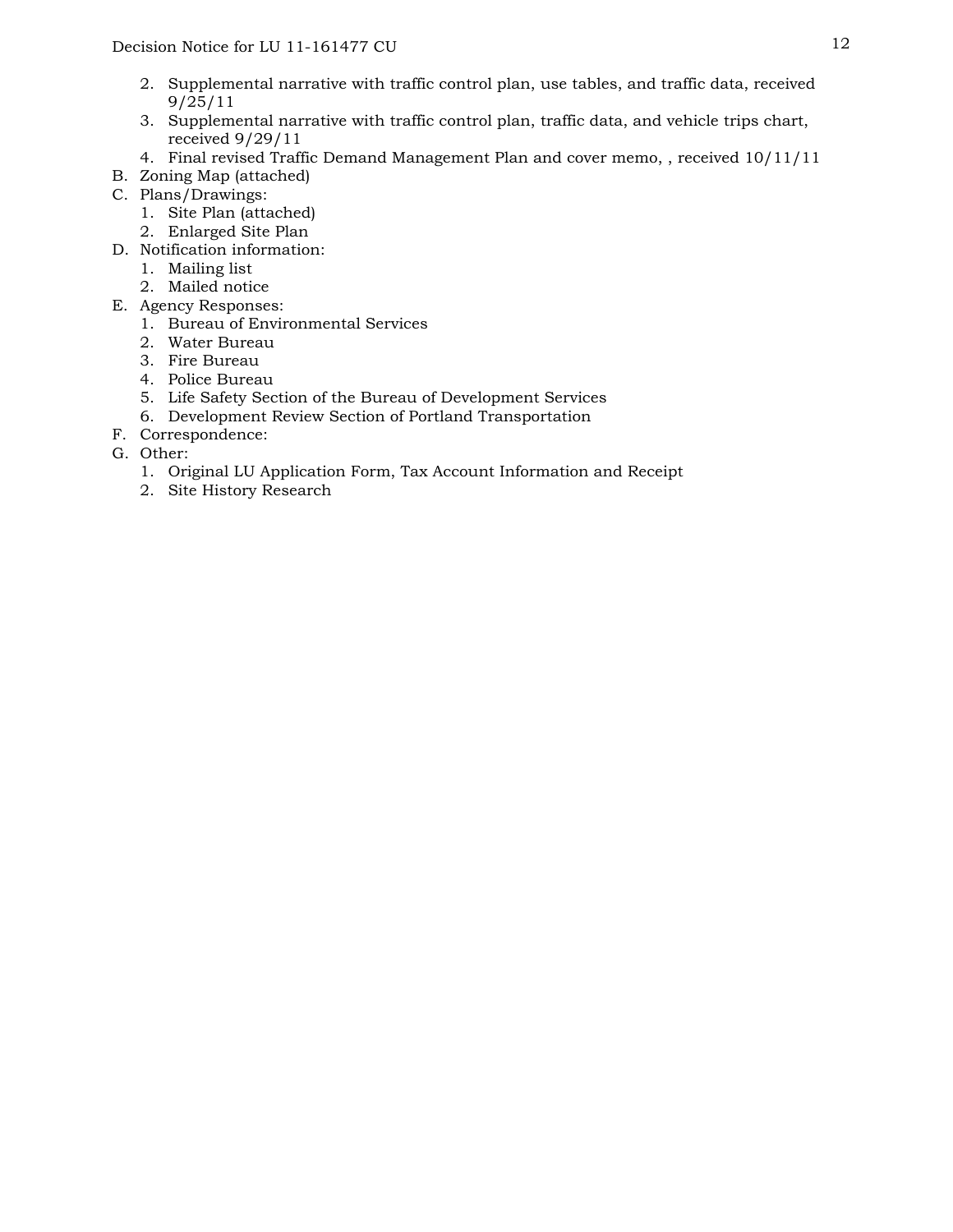2. Supplemental narrative with traffic control plan, use tables, and traffic data, received 9/25/11
3. Supplemental narrative with traffic control plan, traffic data, and vehicle trips chart, received 9/29/11
4. Final revised Traffic Demand Management Plan and cover memo, , received 10/11/11

B. Zoning Map (attached)

C. Plans/Drawings:
   1. Site Plan (attached)
   2. Enlarged Site Plan

D. Notification information:
   1. Mailing list
   2. Mailed notice

E. Agency Responses:
   1. Bureau of Environmental Services
   2. Water Bureau
   3. Fire Bureau
   4. Police Bureau
   5. Life Safety Section of the Bureau of Development Services
   6. Development Review Section of Portland Transportation

F. Correspondence:

G. Other:
   1. Original LU Application Form, Tax Account Information and Receipt
   2. Site History Research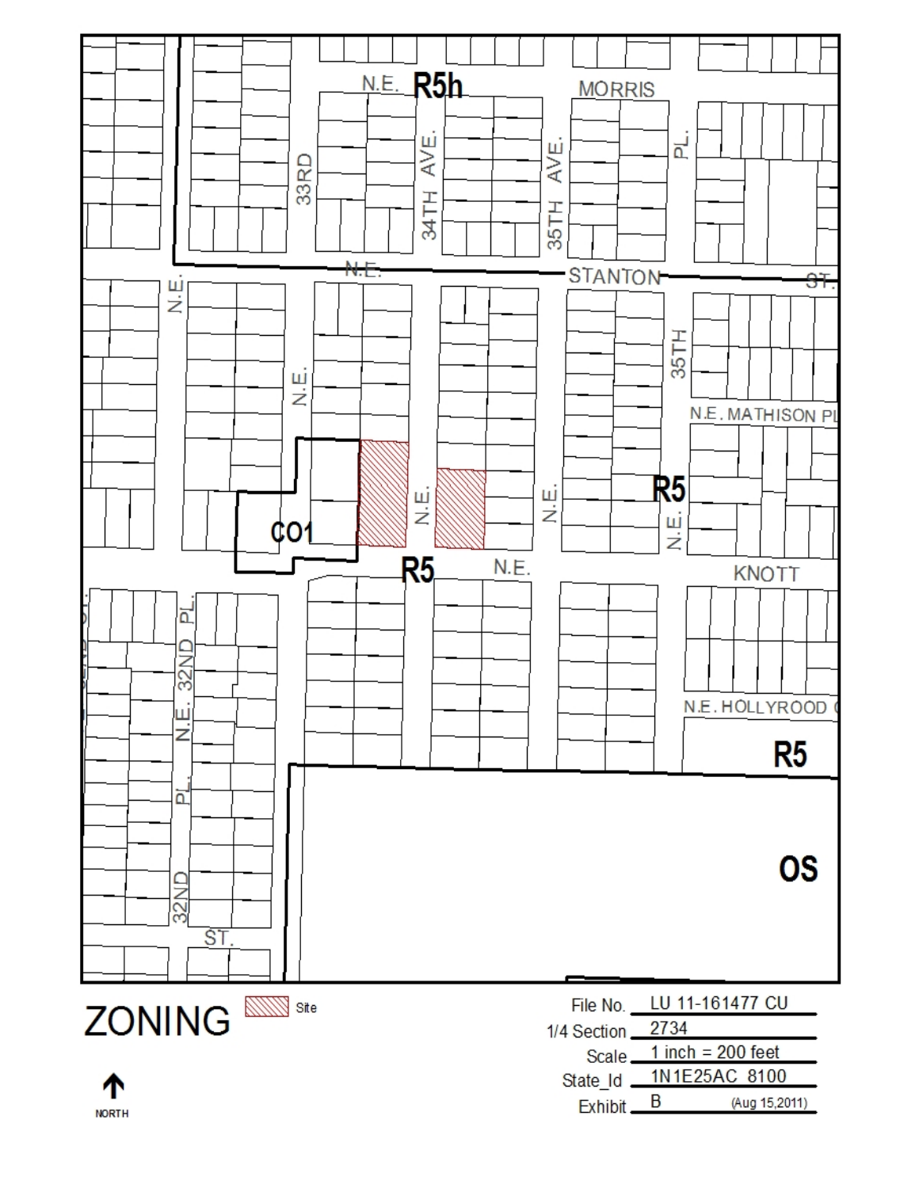# ZONING

Site

NORTH

| | |
|---|---|
| File No. | LU 11-161477 CU |
| 1/4 Section | 2734 |
| Scale | 1 inch = 200 feet |
| State_Id | 1N1E25AC 8100 |
| Exhibit | B (Aug 15,2011) |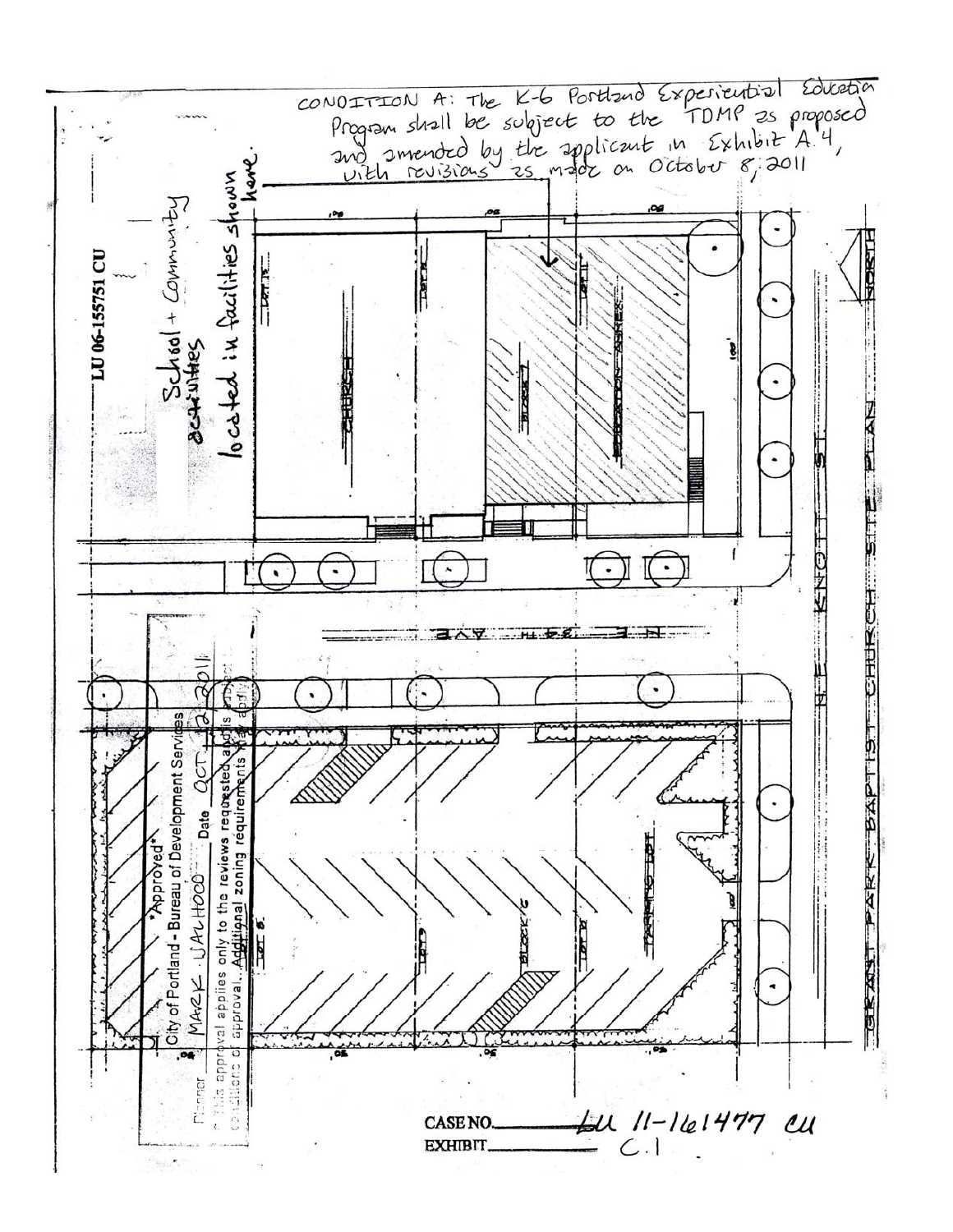CONDITION A: The K-6 Portland Experiential Education Program shall be subject to the TDMP as proposed and amended by the applicant in Exhibit A.4, with revisions as made on October 8, 2011

LU 06-155751 CU

School + Community activities located in facilities shown here.

CHURCH

EDUCATION ANNEX

BLOCK 7

NE 34TH AVE

NE KNOTT ST

PARKING LOT

BLOCK 6

NORTH

GRANT PARK BAPTIST CHURCH SITE PLAN

\*Approved\*
City of Portland - Bureau of Development Services
Planner MARK WALHOOD Date OCT. 12 2011
\* This approval applies only to the reviews requested and is subject to all conditions of approval. Additional zoning requirements may apply.

CASE NO. LU 11-161477 CU
EXHIBIT C.1